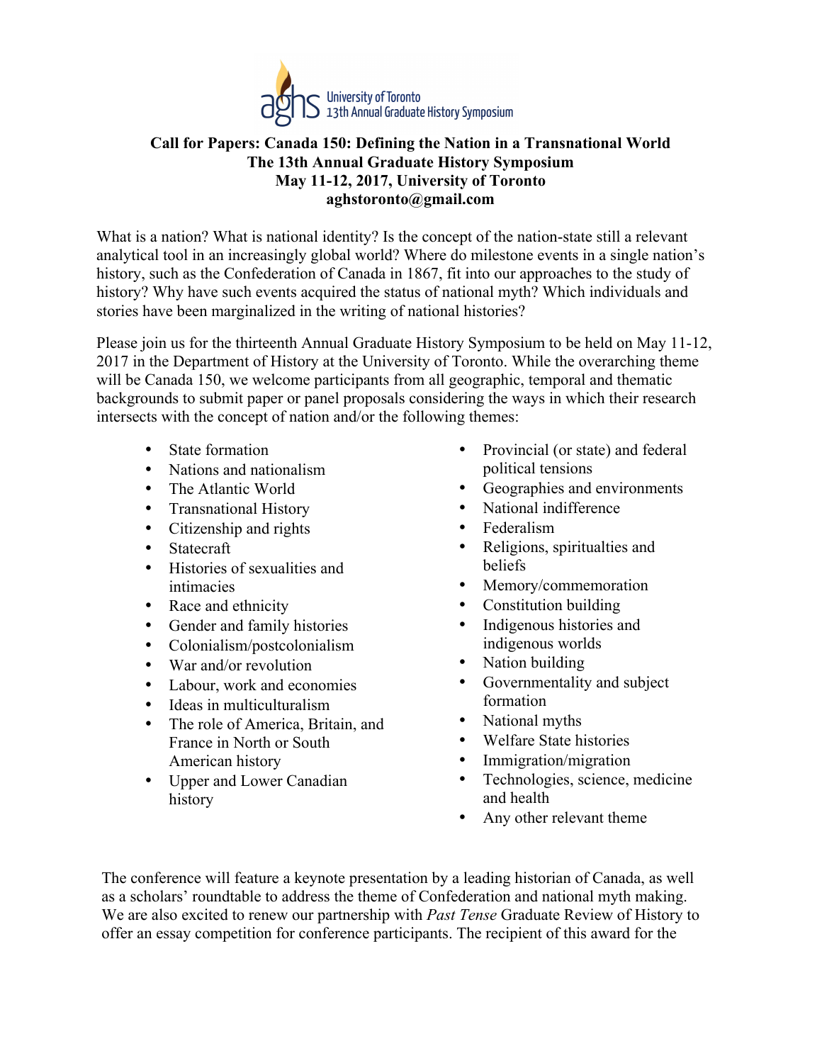aghs University of Toronto 13th Annual Graduate History Symposium

**Call for Papers: Canada 150: Defining the Nation in a Transnational World**
**The 13th Annual Graduate History Symposium**
**May 11-12, 2017, University of Toronto**
**aghstoronto@gmail.com**

What is a nation? What is national identity? Is the concept of the nation-state still a relevant analytical tool in an increasingly global world? Where do milestone events in a single nation's history, such as the Confederation of Canada in 1867, fit into our approaches to the study of history? Why have such events acquired the status of national myth? Which individuals and stories have been marginalized in the writing of national histories?

Please join us for the thirteenth Annual Graduate History Symposium to be held on May 11-12, 2017 in the Department of History at the University of Toronto. While the overarching theme will be Canada 150, we welcome participants from all geographic, temporal and thematic backgrounds to submit paper or panel proposals considering the ways in which their research intersects with the concept of nation and/or the following themes:

- State formation
- Nations and nationalism
- The Atlantic World
- Transnational History
- Citizenship and rights
- Statecraft
- Histories of sexualities and intimacies
- Race and ethnicity
- Gender and family histories
- Colonialism/postcolonialism
- War and/or revolution
- Labour, work and economies
- Ideas in multiculturalism
- The role of America, Britain, and France in North or South American history
- Upper and Lower Canadian history
- Provincial (or state) and federal political tensions
- Geographies and environments
- National indifference
- Federalism
- Religions, spiritualties and beliefs
- Memory/commemoration
- Constitution building
- Indigenous histories and indigenous worlds
- Nation building
- Governmentality and subject formation
- National myths
- Welfare State histories
- Immigration/migration
- Technologies, science, medicine and health
- Any other relevant theme

The conference will feature a keynote presentation by a leading historian of Canada, as well as a scholars' roundtable to address the theme of Confederation and national myth making. We are also excited to renew our partnership with *Past Tense* Graduate Review of History to offer an essay competition for conference participants. The recipient of this award for the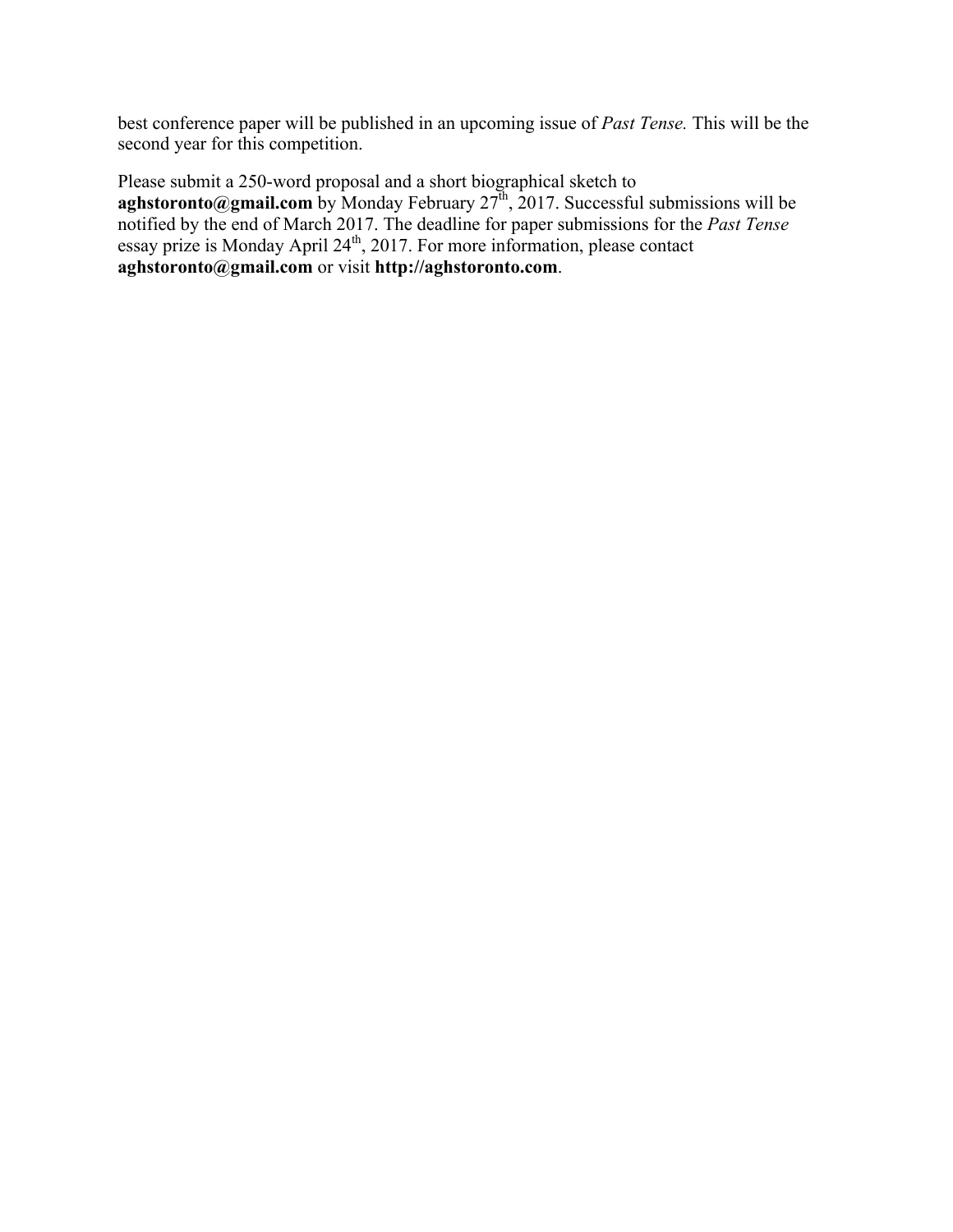best conference paper will be published in an upcoming issue of *Past Tense.* This will be the second year for this competition.

Please submit a 250-word proposal and a short biographical sketch to **aghstoronto@gmail.com** by Monday February 27th, 2017. Successful submissions will be notified by the end of March 2017. The deadline for paper submissions for the *Past Tense* essay prize is Monday April 24th, 2017. For more information, please contact **aghstoronto@gmail.com** or visit **http://aghstoronto.com**.